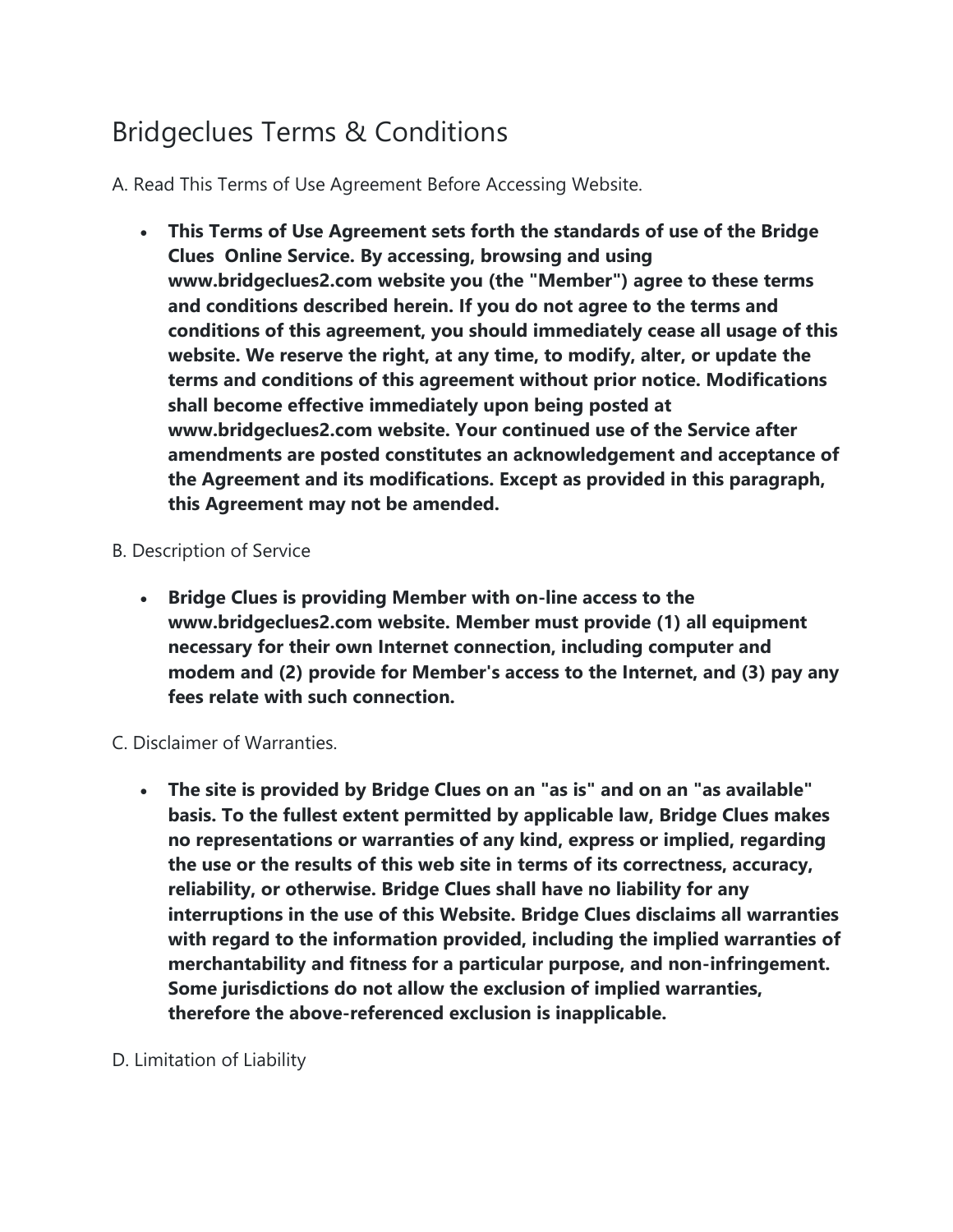# Bridgeclues Terms & Conditions

A. Read This Terms of Use Agreement Before Accessing Website.

- **This Terms of Use Agreement sets forth the standards of use of the Bridge Clues Online Service. By accessing, browsing and using www.bridgeclues2.com website you (the "Member") agree to these terms and conditions described herein. If you do not agree to the terms and conditions of this agreement, you should immediately cease all usage of this website. We reserve the right, at any time, to modify, alter, or update the terms and conditions of this agreement without prior notice. Modifications shall become effective immediately upon being posted at www.bridgeclues2.com website. Your continued use of the Service after amendments are posted constitutes an acknowledgement and acceptance of the Agreement and its modifications. Except as provided in this paragraph, this Agreement may not be amended.**

B. Description of Service

- **Bridge Clues is providing Member with on-line access to the www.bridgeclues2.com website. Member must provide (1) all equipment necessary for their own Internet connection, including computer and modem and (2) provide for Member's access to the Internet, and (3) pay any fees relate with such connection.**

C. Disclaimer of Warranties.

- **The site is provided by Bridge Clues on an "as is" and on an "as available" basis. To the fullest extent permitted by applicable law, Bridge Clues makes no representations or warranties of any kind, express or implied, regarding the use or the results of this web site in terms of its correctness, accuracy, reliability, or otherwise. Bridge Clues shall have no liability for any interruptions in the use of this Website. Bridge Clues disclaims all warranties with regard to the information provided, including the implied warranties of merchantability and fitness for a particular purpose, and non-infringement. Some jurisdictions do not allow the exclusion of implied warranties, therefore the above-referenced exclusion is inapplicable.**

D. Limitation of Liability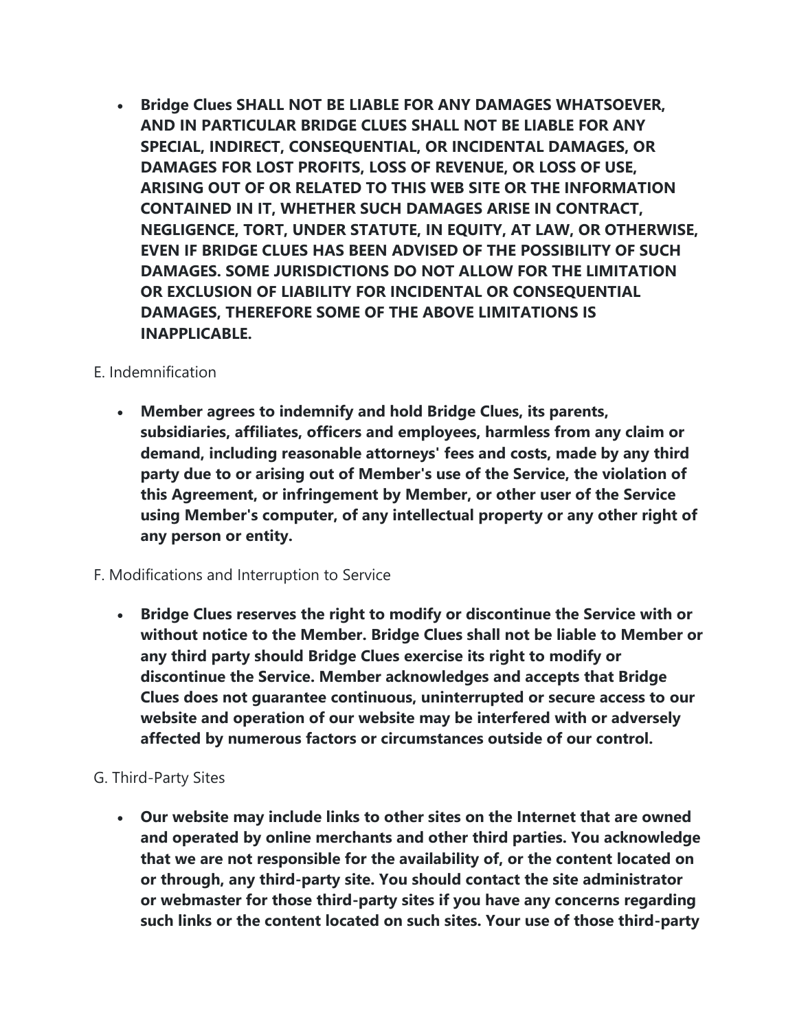- **Bridge Clues SHALL NOT BE LIABLE FOR ANY DAMAGES WHATSOEVER, AND IN PARTICULAR BRIDGE CLUES SHALL NOT BE LIABLE FOR ANY SPECIAL, INDIRECT, CONSEQUENTIAL, OR INCIDENTAL DAMAGES, OR DAMAGES FOR LOST PROFITS, LOSS OF REVENUE, OR LOSS OF USE, ARISING OUT OF OR RELATED TO THIS WEB SITE OR THE INFORMATION CONTAINED IN IT, WHETHER SUCH DAMAGES ARISE IN CONTRACT, NEGLIGENCE, TORT, UNDER STATUTE, IN EQUITY, AT LAW, OR OTHERWISE, EVEN IF BRIDGE CLUES HAS BEEN ADVISED OF THE POSSIBILITY OF SUCH DAMAGES. SOME JURISDICTIONS DO NOT ALLOW FOR THE LIMITATION OR EXCLUSION OF LIABILITY FOR INCIDENTAL OR CONSEQUENTIAL DAMAGES, THEREFORE SOME OF THE ABOVE LIMITATIONS IS INAPPLICABLE.**

E. Indemnification

- **Member agrees to indemnify and hold Bridge Clues, its parents, subsidiaries, affiliates, officers and employees, harmless from any claim or demand, including reasonable attorneys' fees and costs, made by any third party due to or arising out of Member's use of the Service, the violation of this Agreement, or infringement by Member, or other user of the Service using Member's computer, of any intellectual property or any other right of any person or entity.**

F. Modifications and Interruption to Service

- **Bridge Clues reserves the right to modify or discontinue the Service with or without notice to the Member. Bridge Clues shall not be liable to Member or any third party should Bridge Clues exercise its right to modify or discontinue the Service. Member acknowledges and accepts that Bridge Clues does not guarantee continuous, uninterrupted or secure access to our website and operation of our website may be interfered with or adversely affected by numerous factors or circumstances outside of our control.**

G. Third-Party Sites

- **Our website may include links to other sites on the Internet that are owned and operated by online merchants and other third parties. You acknowledge that we are not responsible for the availability of, or the content located on or through, any third-party site. You should contact the site administrator or webmaster for those third-party sites if you have any concerns regarding such links or the content located on such sites. Your use of those third-party**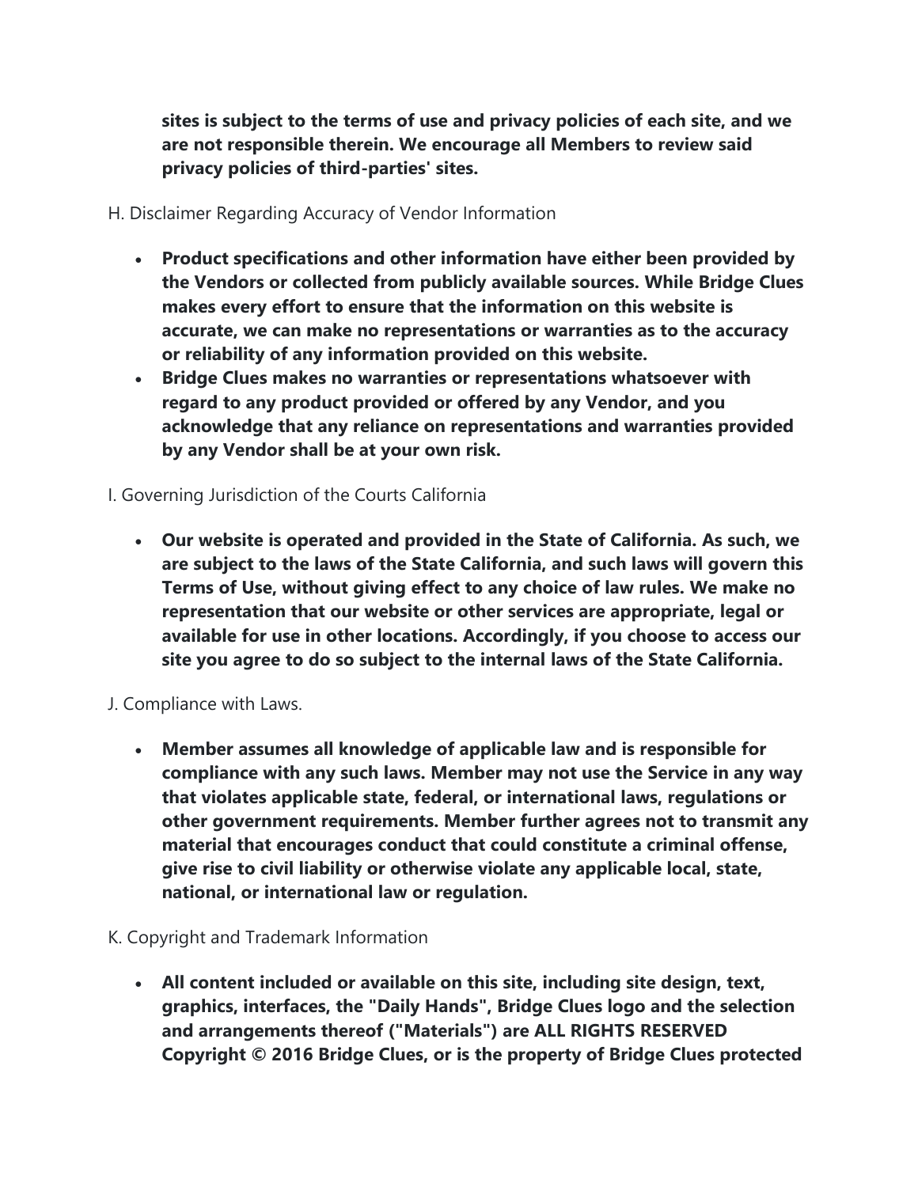**sites is subject to the terms of use and privacy policies of each site, and we are not responsible therein. We encourage all Members to review said privacy policies of third-parties' sites.**

H. Disclaimer Regarding Accuracy of Vendor Information

- **Product specifications and other information have either been provided by the Vendors or collected from publicly available sources. While Bridge Clues makes every effort to ensure that the information on this website is accurate, we can make no representations or warranties as to the accuracy or reliability of any information provided on this website.**
- **Bridge Clues makes no warranties or representations whatsoever with regard to any product provided or offered by any Vendor, and you acknowledge that any reliance on representations and warranties provided by any Vendor shall be at your own risk.**

I. Governing Jurisdiction of the Courts California

- **Our website is operated and provided in the State of California. As such, we are subject to the laws of the State California, and such laws will govern this Terms of Use, without giving effect to any choice of law rules. We make no representation that our website or other services are appropriate, legal or available for use in other locations. Accordingly, if you choose to access our site you agree to do so subject to the internal laws of the State California.**

J. Compliance with Laws.

- **Member assumes all knowledge of applicable law and is responsible for compliance with any such laws. Member may not use the Service in any way that violates applicable state, federal, or international laws, regulations or other government requirements. Member further agrees not to transmit any material that encourages conduct that could constitute a criminal offense, give rise to civil liability or otherwise violate any applicable local, state, national, or international law or regulation.**

K. Copyright and Trademark Information

- **All content included or available on this site, including site design, text, graphics, interfaces, the "Daily Hands", Bridge Clues logo and the selection and arrangements thereof ("Materials") are ALL RIGHTS RESERVED Copyright © 2016 Bridge Clues, or is the property of Bridge Clues protected**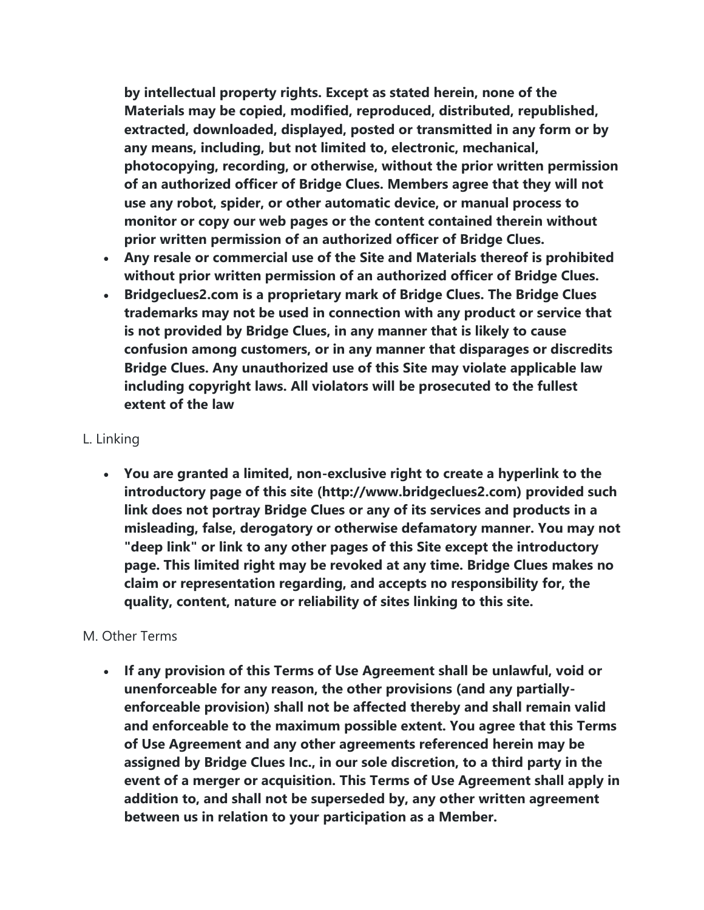**by intellectual property rights. Except as stated herein, none of the Materials may be copied, modified, reproduced, distributed, republished, extracted, downloaded, displayed, posted or transmitted in any form or by any means, including, but not limited to, electronic, mechanical, photocopying, recording, or otherwise, without the prior written permission of an authorized officer of Bridge Clues. Members agree that they will not use any robot, spider, or other automatic device, or manual process to monitor or copy our web pages or the content contained therein without prior written permission of an authorized officer of Bridge Clues.**

- **Any resale or commercial use of the Site and Materials thereof is prohibited without prior written permission of an authorized officer of Bridge Clues.**
- **Bridgeclues2.com is a proprietary mark of Bridge Clues. The Bridge Clues trademarks may not be used in connection with any product or service that is not provided by Bridge Clues, in any manner that is likely to cause confusion among customers, or in any manner that disparages or discredits Bridge Clues. Any unauthorized use of this Site may violate applicable law including copyright laws. All violators will be prosecuted to the fullest extent of the law**

L. Linking

- **You are granted a limited, non-exclusive right to create a hyperlink to the introductory page of this site (http://www.bridgeclues2.com) provided such link does not portray Bridge Clues or any of its services and products in a misleading, false, derogatory or otherwise defamatory manner. You may not "deep link" or link to any other pages of this Site except the introductory page. This limited right may be revoked at any time. Bridge Clues makes no claim or representation regarding, and accepts no responsibility for, the quality, content, nature or reliability of sites linking to this site.**

M. Other Terms

- **If any provision of this Terms of Use Agreement shall be unlawful, void or unenforceable for any reason, the other provisions (and any partially-enforceable provision) shall not be affected thereby and shall remain valid and enforceable to the maximum possible extent. You agree that this Terms of Use Agreement and any other agreements referenced herein may be assigned by Bridge Clues Inc., in our sole discretion, to a third party in the event of a merger or acquisition. This Terms of Use Agreement shall apply in addition to, and shall not be superseded by, any other written agreement between us in relation to your participation as a Member.**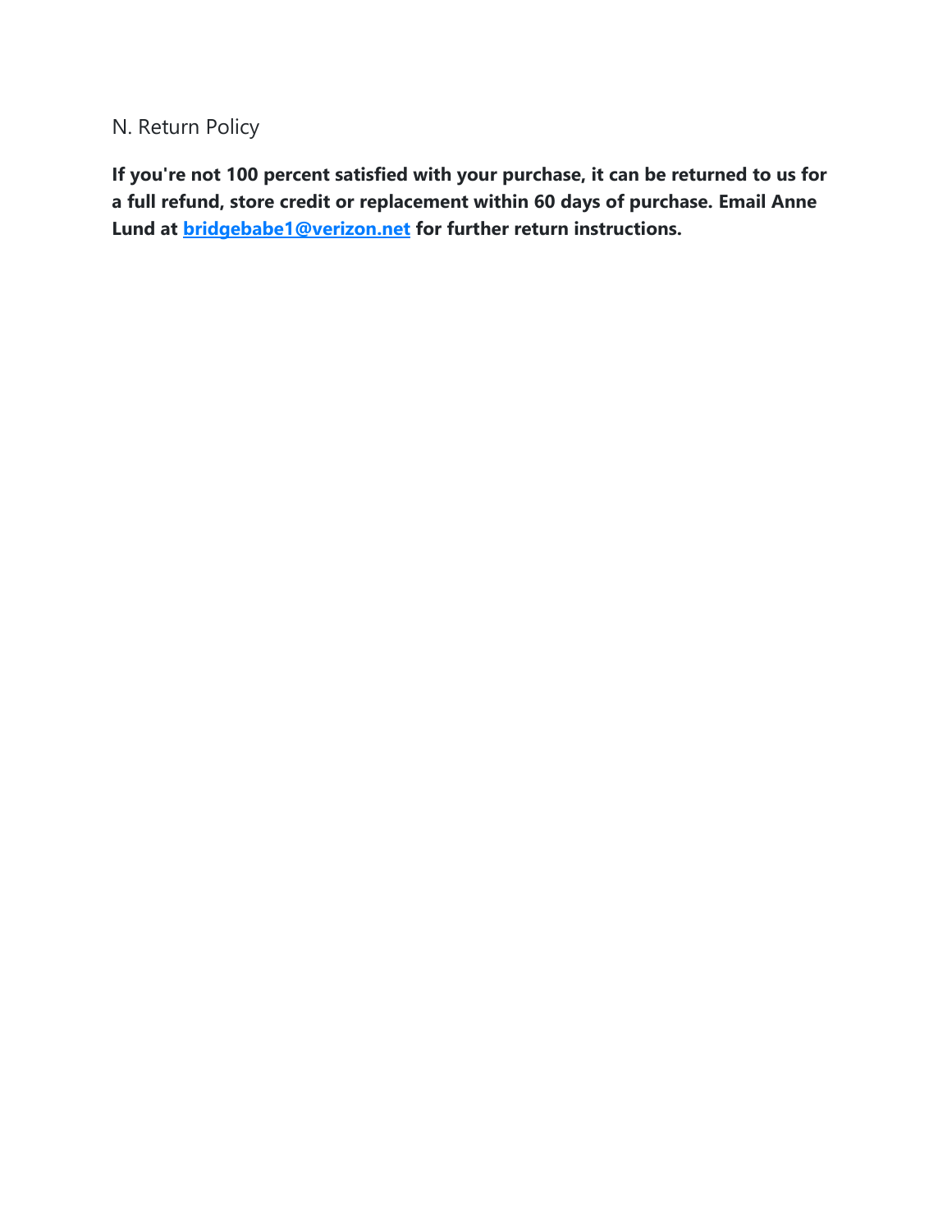N. Return Policy

**If you're not 100 percent satisfied with your purchase, it can be returned to us for a full refund, store credit or replacement within 60 days of purchase. Email Anne Lund at bridgebabe1@verizon.net for further return instructions.**